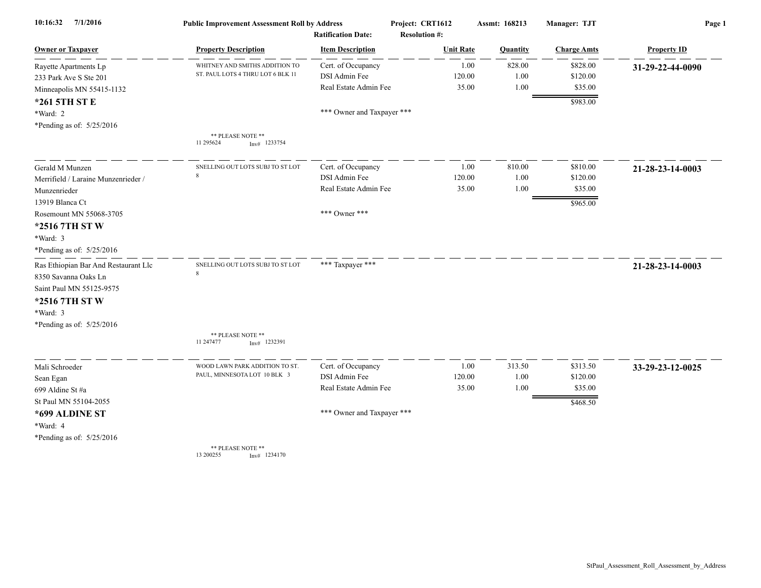10:16:32 7/1/2016

**Public Improvement Assessment Roll by Address**

Project: CRT1612 | Assmt: 168213 | Manager: TJT

Ratification Date: | Resolution #:

| Owner or Taxpayer | Property Description | Item Description | Unit Rate | Quantity | Charge Amts | Property ID |
|---|---|---|---|---|---|---|
| Rayette Apartments Lp<br>233 Park Ave S Ste 201<br>Minneapolis MN 55415-1132<br>**\*261 5TH ST E**<br>\*Ward: 2<br>\*Pending as of: 5/25/2016 | WHITNEY AND SMITHS ADDITION TO ST. PAUL LOTS 4 THRU LOT 6 BLK 11<br>** PLEASE NOTE **<br>11 295624 Inv# 1233754 | Cert. of Occupancy<br>DSI Admin Fee<br>Real Estate Admin Fee<br>*** Owner and Taxpayer *** | 1.00<br>120.00<br>35.00 | 828.00<br>1.00<br>1.00 | $828.00<br>$120.00<br>$35.00<br>$983.00 | **31-29-22-44-0090** |
| Gerald M Munzen<br>Merrifield / Laraine Munzenrieder /<br>Munzenrieder<br>13919 Blanca Ct<br>Rosemount MN 55068-3705<br>**\*2516 7TH ST W**<br>\*Ward: 3<br>\*Pending as of: 5/25/2016 | SNELLING OUT LOTS SUBJ TO ST LOT 8 | Cert. of Occupancy<br>DSI Admin Fee<br>Real Estate Admin Fee<br>*** Owner *** | 1.00<br>120.00<br>35.00 | 810.00<br>1.00<br>1.00 | $810.00<br>$120.00<br>$35.00<br>$965.00 | **21-28-23-14-0003** |
| Ras Ethiopian Bar And Restaurant Llc<br>8350 Savanna Oaks Ln<br>Saint Paul MN 55125-9575<br>**\*2516 7TH ST W**<br>\*Ward: 3<br>\*Pending as of: 5/25/2016 | SNELLING OUT LOTS SUBJ TO ST LOT 8<br>** PLEASE NOTE **<br>11 247477 Inv# 1232391 | *** Taxpayer *** | | | | **21-28-23-14-0003** |
| Mali Schroeder<br>Sean Egan<br>699 Aldine St #a<br>St Paul MN 55104-2055<br>**\*699 ALDINE ST**<br>\*Ward: 4<br>\*Pending as of: 5/25/2016 | WOOD LAWN PARK ADDITION TO ST. PAUL, MINNESOTA LOT 10 BLK 3<br>** PLEASE NOTE **<br>13 200255 Inv# 1234170 | Cert. of Occupancy<br>DSI Admin Fee<br>Real Estate Admin Fee<br>*** Owner and Taxpayer *** | 1.00<br>120.00<br>35.00 | 313.50<br>1.00<br>1.00 | $313.50<br>$120.00<br>$35.00<br>$468.50 | **33-29-23-12-0025** |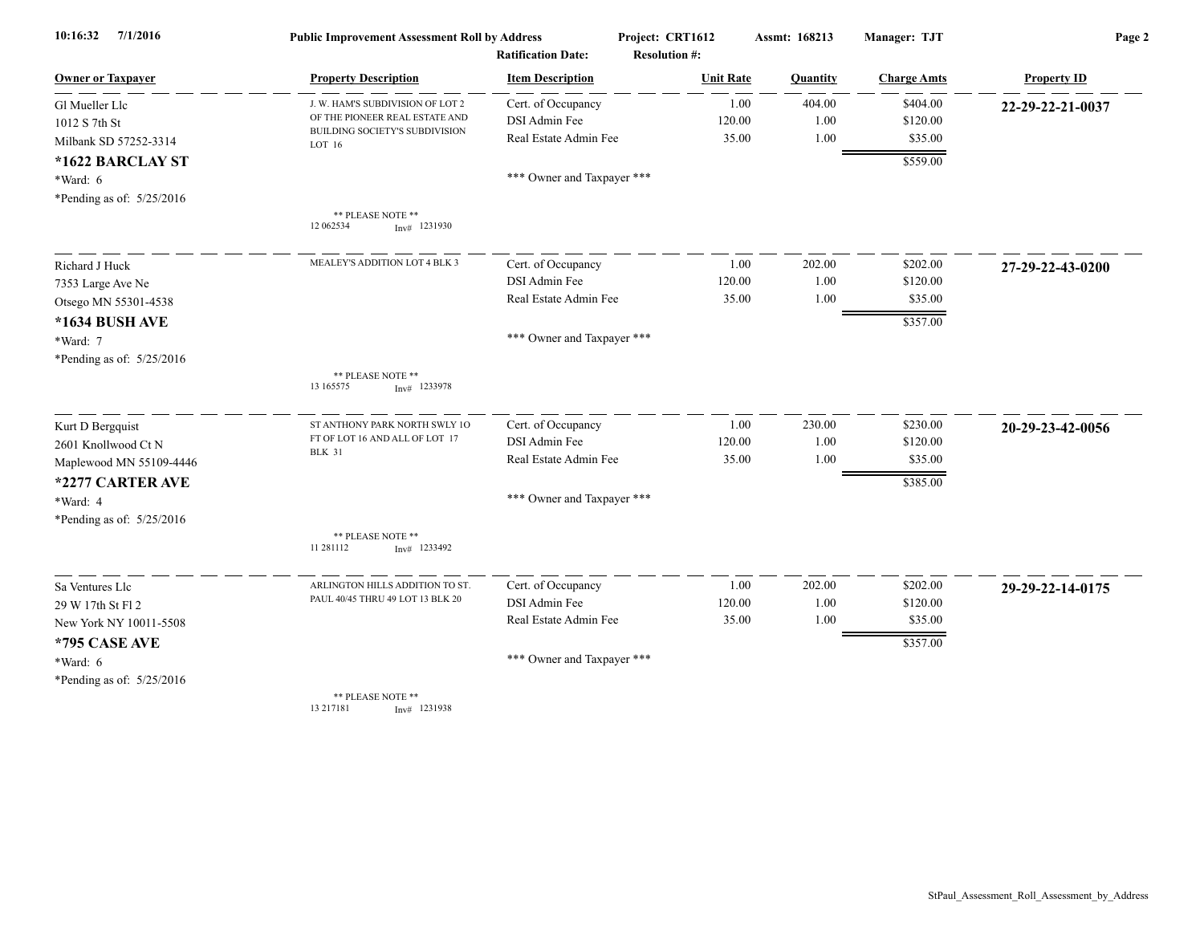**Public Improvement Assessment Roll by Address**

Project: CRT1612 | Assmt: 168213 | Manager: TJT

Ratification Date: | Resolution #:

| Owner or Taxpayer | Property Description | Item Description | Unit Rate | Quantity | Charge Amts | Property ID |
|---|---|---|---|---|---|---|
| Gl Mueller Llc<br>1012 S 7th St<br>Milbank SD 57252-3314<br>**\*1622 BARCLAY ST**<br>\*Ward: 6<br>\*Pending as of: 5/25/2016 | J. W. HAM'S SUBDIVISION OF LOT 2 OF THE PIONEER REAL ESTATE AND BUILDING SOCIETY'S SUBDIVISION LOT 16<br>\*\* PLEASE NOTE \*\*<br>12 062534 Inv# 1231930 | Cert. of Occupancy<br>DSI Admin Fee<br>Real Estate Admin Fee<br>\*\*\* Owner and Taxpayer \*\*\* | 1.00<br>120.00<br>35.00 | 404.00<br>1.00<br>1.00 | $404.00<br>$120.00<br>$35.00<br>$559.00 | **22-29-22-21-0037** |
| Richard J Huck<br>7353 Large Ave Ne<br>Otsego MN 55301-4538<br>**\*1634 BUSH AVE**<br>\*Ward: 7<br>\*Pending as of: 5/25/2016 | MEALEY'S ADDITION LOT 4 BLK 3<br>\*\* PLEASE NOTE \*\*<br>13 165575 Inv# 1233978 | Cert. of Occupancy<br>DSI Admin Fee<br>Real Estate Admin Fee<br>\*\*\* Owner and Taxpayer \*\*\* | 1.00<br>120.00<br>35.00 | 202.00<br>1.00<br>1.00 | $202.00<br>$120.00<br>$35.00<br>$357.00 | **27-29-22-43-0200** |
| Kurt D Bergquist<br>2601 Knollwood Ct N<br>Maplewood MN 55109-4446<br>**\*2277 CARTER AVE**<br>\*Ward: 4<br>\*Pending as of: 5/25/2016 | ST ANTHONY PARK NORTH SWLY 1O FT OF LOT 16 AND ALL OF LOT 17 BLK 31<br>\*\* PLEASE NOTE \*\*<br>11 281112 Inv# 1233492 | Cert. of Occupancy<br>DSI Admin Fee<br>Real Estate Admin Fee<br>\*\*\* Owner and Taxpayer \*\*\* | 1.00<br>120.00<br>35.00 | 230.00<br>1.00<br>1.00 | $230.00<br>$120.00<br>$35.00<br>$385.00 | **20-29-23-42-0056** |
| Sa Ventures Llc<br>29 W 17th St Fl 2<br>New York NY 10011-5508<br>**\*795 CASE AVE**<br>\*Ward: 6<br>\*Pending as of: 5/25/2016 | ARLINGTON HILLS ADDITION TO ST. PAUL 40/45 THRU 49 LOT 13 BLK 20<br>\*\* PLEASE NOTE \*\*<br>13 217181 Inv# 1231938 | Cert. of Occupancy<br>DSI Admin Fee<br>Real Estate Admin Fee<br>\*\*\* Owner and Taxpayer \*\*\* | 1.00<br>120.00<br>35.00 | 202.00<br>1.00<br>1.00 | $202.00<br>$120.00<br>$35.00<br>$357.00 | **29-29-22-14-0175** |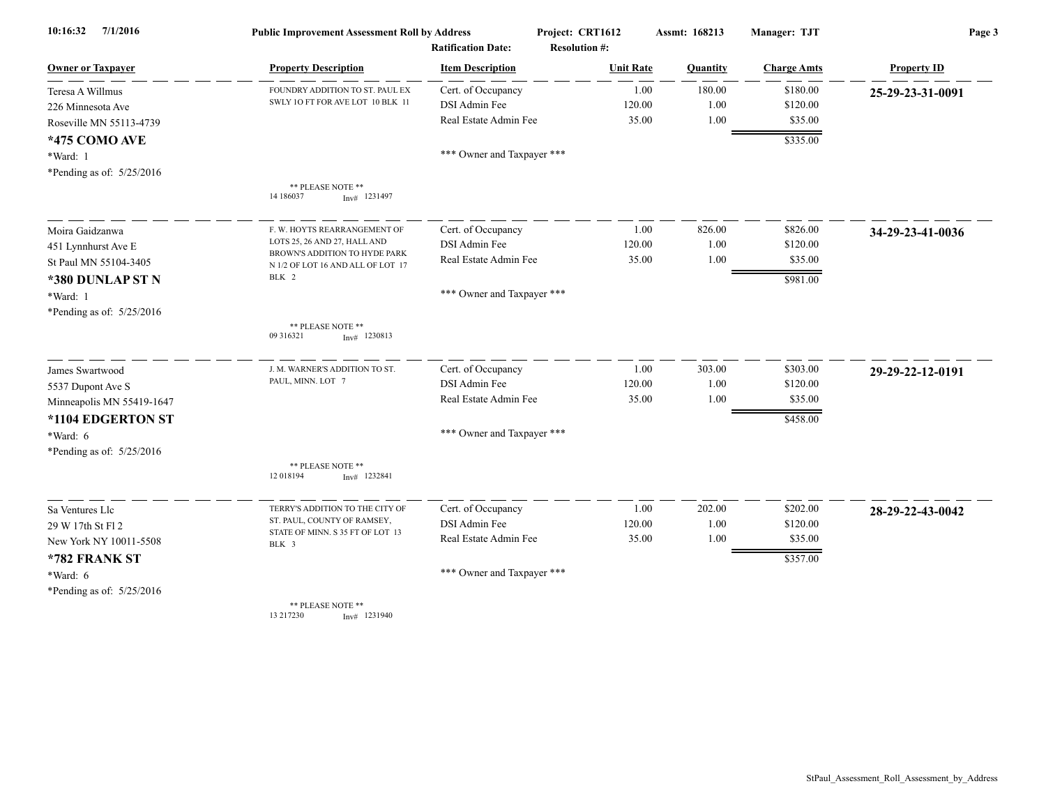**Public Improvement Assessment Roll by Address** — Project: CRT1612 — Assmt: 168213 — Manager: TJT

Ratification Date: — Resolution #:

| Owner or Taxpayer | Property Description | Item Description | Unit Rate | Quantity | Charge Amts | Property ID |
|---|---|---|---|---|---|---|
| Teresa A Willmus<br>226 Minnesota Ave<br>Roseville MN 55113-4739<br>**\*475 COMO AVE**<br>\*Ward: 1<br>\*Pending as of: 5/25/2016 | FOUNDRY ADDITION TO ST. PAUL EX SWLY 1O FT FOR AVE LOT 10 BLK 11<br>** PLEASE NOTE **<br>14 186037 Inv# 1231497 | Cert. of Occupancy | 1.00 | 180.00 | $180.00 | **25-29-23-31-0091** |
| | | DSI Admin Fee | 120.00 | 1.00 | $120.00 | |
| | | Real Estate Admin Fee | 35.00 | 1.00 | $35.00 | |
| | | | | | $335.00 | |
| | | *** Owner and Taxpayer *** | | | | |
| Moira Gaidzanwa<br>451 Lynnhurst Ave E<br>St Paul MN 55104-3405<br>**\*380 DUNLAP ST N**<br>\*Ward: 1<br>\*Pending as of: 5/25/2016 | F. W. HOYTS REARRANGEMENT OF LOTS 25, 26 AND 27, HALL AND BROWN'S ADDITION TO HYDE PARK N 1/2 OF LOT 16 AND ALL OF LOT 17 BLK 2<br>** PLEASE NOTE **<br>09 316321 Inv# 1230813 | Cert. of Occupancy | 1.00 | 826.00 | $826.00 | **34-29-23-41-0036** |
| | | DSI Admin Fee | 120.00 | 1.00 | $120.00 | |
| | | Real Estate Admin Fee | 35.00 | 1.00 | $35.00 | |
| | | | | | $981.00 | |
| | | *** Owner and Taxpayer *** | | | | |
| James Swartwood<br>5537 Dupont Ave S<br>Minneapolis MN 55419-1647<br>**\*1104 EDGERTON ST**<br>\*Ward: 6<br>\*Pending as of: 5/25/2016 | J. M. WARNER'S ADDITION TO ST. PAUL, MINN. LOT 7<br>** PLEASE NOTE **<br>12 018194 Inv# 1232841 | Cert. of Occupancy | 1.00 | 303.00 | $303.00 | **29-29-22-12-0191** |
| | | DSI Admin Fee | 120.00 | 1.00 | $120.00 | |
| | | Real Estate Admin Fee | 35.00 | 1.00 | $35.00 | |
| | | | | | $458.00 | |
| | | *** Owner and Taxpayer *** | | | | |
| Sa Ventures Llc<br>29 W 17th St Fl 2<br>New York NY 10011-5508<br>**\*782 FRANK ST**<br>\*Ward: 6<br>\*Pending as of: 5/25/2016 | TERRY'S ADDITION TO THE CITY OF ST. PAUL, COUNTY OF RAMSEY, STATE OF MINN. S 35 FT OF LOT 13 BLK 3<br>** PLEASE NOTE **<br>13 217230 Inv# 1231940 | Cert. of Occupancy | 1.00 | 202.00 | $202.00 | **28-29-22-43-0042** |
| | | DSI Admin Fee | 120.00 | 1.00 | $120.00 | |
| | | Real Estate Admin Fee | 35.00 | 1.00 | $35.00 | |
| | | | | | $357.00 | |
| | | *** Owner and Taxpayer *** | | | | |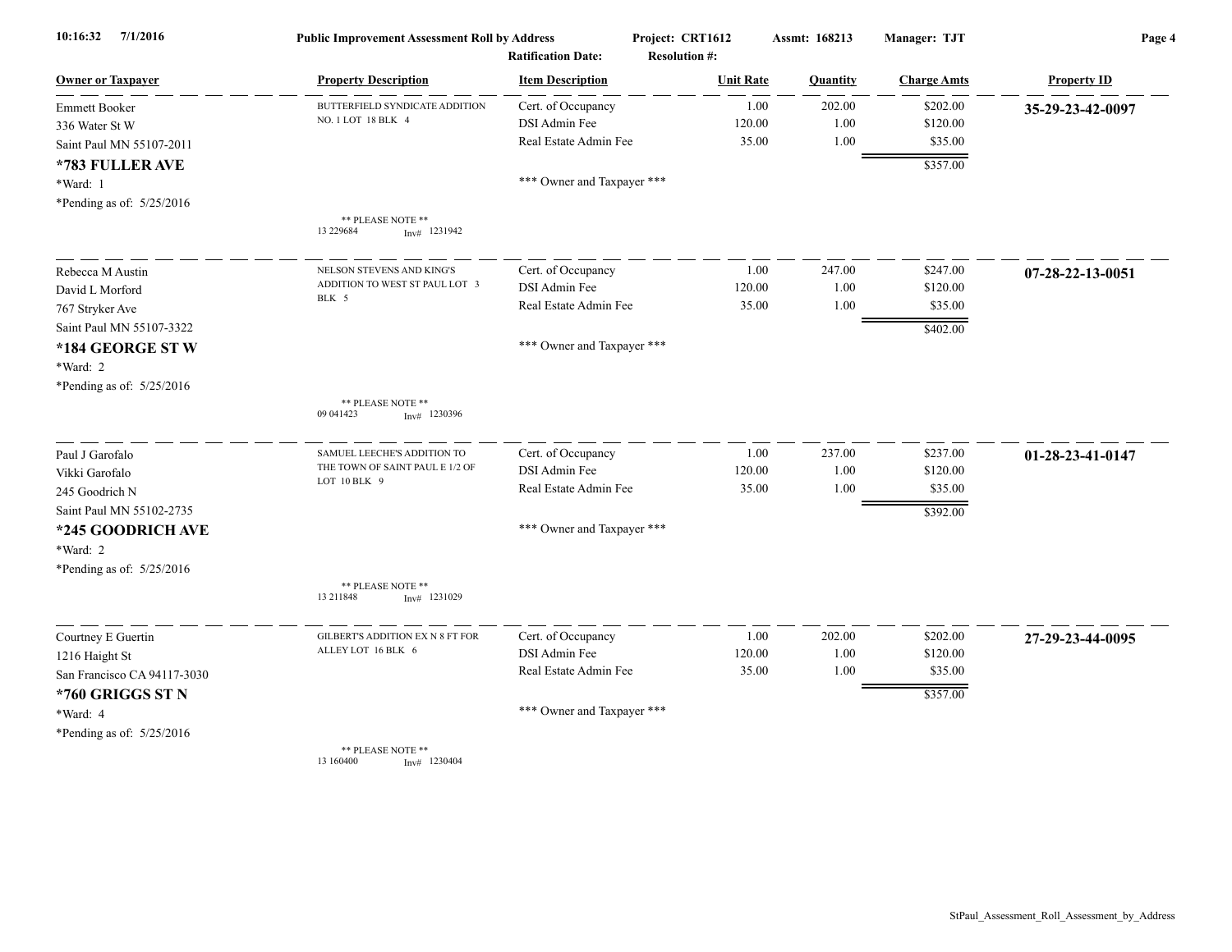10:16:32 7/1/2016 **Public Improvement Assessment Roll by Address** **Project: CRT1612** **Assmt: 168213** **Manager: TJT**

**Ratification Date:** **Resolution #:**

| Owner or Taxpayer | Property Description | Item Description | Unit Rate | Quantity | Charge Amts | Property ID |
|---|---|---|---|---|---|---|
| Emmett Booker<br>336 Water St W<br>Saint Paul MN 55107-2011<br>**\*783 FULLER AVE**<br>\*Ward: 1<br>\*Pending as of: 5/25/2016 | BUTTERFIELD SYNDICATE ADDITION NO. 1 LOT 18 BLK 4<br>\*\* PLEASE NOTE \*\*<br>13 229684 Inv# 1231942 | Cert. of Occupancy<br>DSI Admin Fee<br>Real Estate Admin Fee<br>\*\*\* Owner and Taxpayer \*\*\* | 1.00<br>120.00<br>35.00 | 202.00<br>1.00<br>1.00 | $202.00<br>$120.00<br>$35.00<br>$357.00 | **35-29-23-42-0097** |
| Rebecca M Austin<br>David L Morford<br>767 Stryker Ave<br>Saint Paul MN 55107-3322<br>**\*184 GEORGE ST W**<br>\*Ward: 2<br>\*Pending as of: 5/25/2016 | NELSON STEVENS AND KING'S ADDITION TO WEST ST PAUL LOT 3 BLK 5<br>\*\* PLEASE NOTE \*\*<br>09 041423 Inv# 1230396 | Cert. of Occupancy<br>DSI Admin Fee<br>Real Estate Admin Fee<br>\*\*\* Owner and Taxpayer \*\*\* | 1.00<br>120.00<br>35.00 | 247.00<br>1.00<br>1.00 | $247.00<br>$120.00<br>$35.00<br>$402.00 | **07-28-22-13-0051** |
| Paul J Garofalo<br>Vikki Garofalo<br>245 Goodrich N<br>Saint Paul MN 55102-2735<br>**\*245 GOODRICH AVE**<br>\*Ward: 2<br>\*Pending as of: 5/25/2016 | SAMUEL LEECHE'S ADDITION TO THE TOWN OF SAINT PAUL E 1/2 OF LOT 10 BLK 9<br>\*\* PLEASE NOTE \*\*<br>13 211848 Inv# 1231029 | Cert. of Occupancy<br>DSI Admin Fee<br>Real Estate Admin Fee<br>\*\*\* Owner and Taxpayer \*\*\* | 1.00<br>120.00<br>35.00 | 237.00<br>1.00<br>1.00 | $237.00<br>$120.00<br>$35.00<br>$392.00 | **01-28-23-41-0147** |
| Courtney E Guertin<br>1216 Haight St<br>San Francisco CA 94117-3030<br>**\*760 GRIGGS ST N**<br>\*Ward: 4<br>\*Pending as of: 5/25/2016 | GILBERT'S ADDITION EX N 8 FT FOR ALLEY LOT 16 BLK 6<br>\*\* PLEASE NOTE \*\*<br>13 160400 Inv# 1230404 | Cert. of Occupancy<br>DSI Admin Fee<br>Real Estate Admin Fee<br>\*\*\* Owner and Taxpayer \*\*\* | 1.00<br>120.00<br>35.00 | 202.00<br>1.00<br>1.00 | $202.00<br>$120.00<br>$35.00<br>$357.00 | **27-29-23-44-0095** |

StPaul_Assessment_Roll_Assessment_by_Address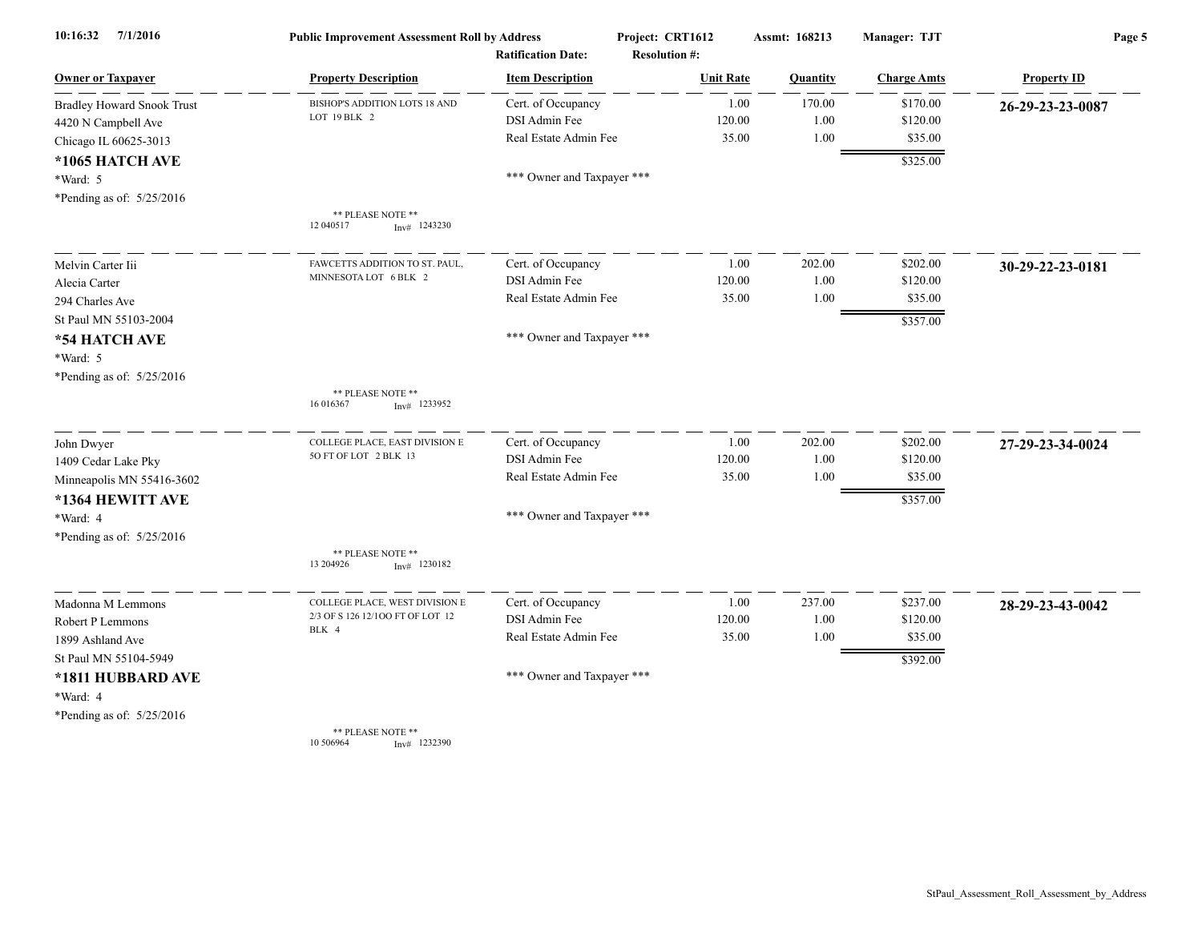**Public Improvement Assessment Roll by Address** | Project: CRT1612 | Assmt: 168213 | Manager: TJT

Ratification Date: | Resolution #:

| Owner or Taxpayer | Property Description | Item Description | Unit Rate | Quantity | Charge Amts | Property ID |
|---|---|---|---|---|---|---|
| Bradley Howard Snook Trust | BISHOP'S ADDITION LOTS 18 AND LOT 19 BLK 2 | Cert. of Occupancy | 1.00 | 170.00 | $170.00 | **26-29-23-23-0087** |
| 4420 N Campbell Ave | | DSI Admin Fee | 120.00 | 1.00 | $120.00 | |
| Chicago IL 60625-3013 | | Real Estate Admin Fee | 35.00 | 1.00 | $35.00 | |
| **\*1065 HATCH AVE** | | | | | $325.00 | |
| \*Ward: 5 | | \*\*\* Owner and Taxpayer \*\*\* | | | | |
| \*Pending as of: 5/25/2016 | \*\* PLEASE NOTE \*\* 12 040517 Inv# 1243230 | | | | | |
| Melvin Carter Iii | FAWCETTS ADDITION TO ST. PAUL, MINNESOTA LOT 6 BLK 2 | Cert. of Occupancy | 1.00 | 202.00 | $202.00 | **30-29-22-23-0181** |
| Alecia Carter | | DSI Admin Fee | 120.00 | 1.00 | $120.00 | |
| 294 Charles Ave | | Real Estate Admin Fee | 35.00 | 1.00 | $35.00 | |
| St Paul MN 55103-2004 | | | | | $357.00 | |
| **\*54 HATCH AVE** | | \*\*\* Owner and Taxpayer \*\*\* | | | | |
| \*Ward: 5 | | | | | | |
| \*Pending as of: 5/25/2016 | \*\* PLEASE NOTE \*\* 16 016367 Inv# 1233952 | | | | | |
| John Dwyer | COLLEGE PLACE, EAST DIVISION E 5O FT OF LOT 2 BLK 13 | Cert. of Occupancy | 1.00 | 202.00 | $202.00 | **27-29-23-34-0024** |
| 1409 Cedar Lake Pky | | DSI Admin Fee | 120.00 | 1.00 | $120.00 | |
| Minneapolis MN 55416-3602 | | Real Estate Admin Fee | 35.00 | 1.00 | $35.00 | |
| **\*1364 HEWITT AVE** | | | | | $357.00 | |
| \*Ward: 4 | | \*\*\* Owner and Taxpayer \*\*\* | | | | |
| \*Pending as of: 5/25/2016 | \*\* PLEASE NOTE \*\* 13 204926 Inv# 1230182 | | | | | |
| Madonna M Lemmons | COLLEGE PLACE, WEST DIVISION E 2/3 OF S 126 12/1OO FT OF LOT 12 BLK 4 | Cert. of Occupancy | 1.00 | 237.00 | $237.00 | **28-29-23-43-0042** |
| Robert P Lemmons | | DSI Admin Fee | 120.00 | 1.00 | $120.00 | |
| 1899 Ashland Ave | | Real Estate Admin Fee | 35.00 | 1.00 | $35.00 | |
| St Paul MN 55104-5949 | | | | | $392.00 | |
| **\*1811 HUBBARD AVE** | | \*\*\* Owner and Taxpayer \*\*\* | | | | |
| \*Ward: 4 | | | | | | |
| \*Pending as of: 5/25/2016 | \*\* PLEASE NOTE \*\* 10 506964 Inv# 1232390 | | | | | |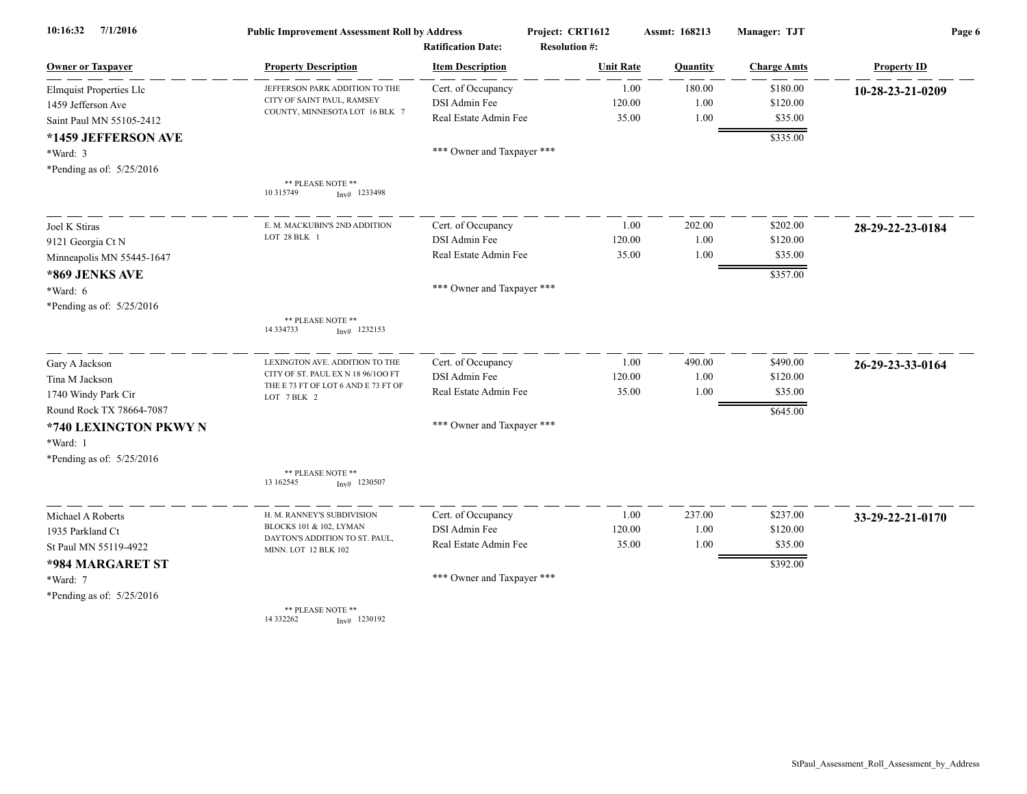**Public Improvement Assessment Roll by Address** | Project: CRT1612 | Assmt: 168213 | Manager: TJT

Ratification Date: | Resolution #:

| Owner or Taxpayer | Property Description | Item Description | Unit Rate | Quantity | Charge Amts | Property ID |
|---|---|---|---|---|---|---|
| Elmquist Properties Llc<br>1459 Jefferson Ave<br>Saint Paul MN 55105-2412<br>**\*1459 JEFFERSON AVE**<br>\*Ward: 3<br>\*Pending as of: 5/25/2016 | JEFFERSON PARK ADDITION TO THE CITY OF SAINT PAUL, RAMSEY COUNTY, MINNESOTA LOT 16 BLK 7<br>** PLEASE NOTE **<br>10 315749 Inv# 1233498 | Cert. of Occupancy | 1.00 | 180.00 | $180.00 | **10-28-23-21-0209** |
| | | DSI Admin Fee | 120.00 | 1.00 | $120.00 | |
| | | Real Estate Admin Fee | 35.00 | 1.00 | $35.00 | |
| | | | | | $335.00 | |
| | | *** Owner and Taxpayer *** | | | | |
| Joel K Stiras<br>9121 Georgia Ct N<br>Minneapolis MN 55445-1647<br>**\*869 JENKS AVE**<br>\*Ward: 6<br>\*Pending as of: 5/25/2016 | E. M. MACKUBIN'S 2ND ADDITION LOT 28 BLK 1<br>** PLEASE NOTE **<br>14 334733 Inv# 1232153 | Cert. of Occupancy | 1.00 | 202.00 | $202.00 | **28-29-22-23-0184** |
| | | DSI Admin Fee | 120.00 | 1.00 | $120.00 | |
| | | Real Estate Admin Fee | 35.00 | 1.00 | $35.00 | |
| | | | | | $357.00 | |
| | | *** Owner and Taxpayer *** | | | | |
| Gary A Jackson<br>Tina M Jackson<br>1740 Windy Park Cir<br>Round Rock TX 78664-7087<br>**\*740 LEXINGTON PKWY N**<br>\*Ward: 1<br>\*Pending as of: 5/25/2016 | LEXINGTON AVE. ADDITION TO THE CITY OF ST. PAUL EX N 18 96/1OO FT THE E 73 FT OF LOT 6 AND E 73 FT OF LOT 7 BLK 2<br>** PLEASE NOTE **<br>13 162545 Inv# 1230507 | Cert. of Occupancy | 1.00 | 490.00 | $490.00 | **26-29-23-33-0164** |
| | | DSI Admin Fee | 120.00 | 1.00 | $120.00 | |
| | | Real Estate Admin Fee | 35.00 | 1.00 | $35.00 | |
| | | | | | $645.00 | |
| | | *** Owner and Taxpayer *** | | | | |
| Michael A Roberts<br>1935 Parkland Ct<br>St Paul MN 55119-4922<br>**\*984 MARGARET ST**<br>\*Ward: 7<br>\*Pending as of: 5/25/2016 | H. M. RANNEY'S SUBDIVISION BLOCKS 101 & 102, LYMAN DAYTON'S ADDITION TO ST. PAUL, MINN. LOT 12 BLK 102<br>** PLEASE NOTE **<br>14 332262 Inv# 1230192 | Cert. of Occupancy | 1.00 | 237.00 | $237.00 | **33-29-22-21-0170** |
| | | DSI Admin Fee | 120.00 | 1.00 | $120.00 | |
| | | Real Estate Admin Fee | 35.00 | 1.00 | $35.00 | |
| | | | | | $392.00 | |
| | | *** Owner and Taxpayer *** | | | | |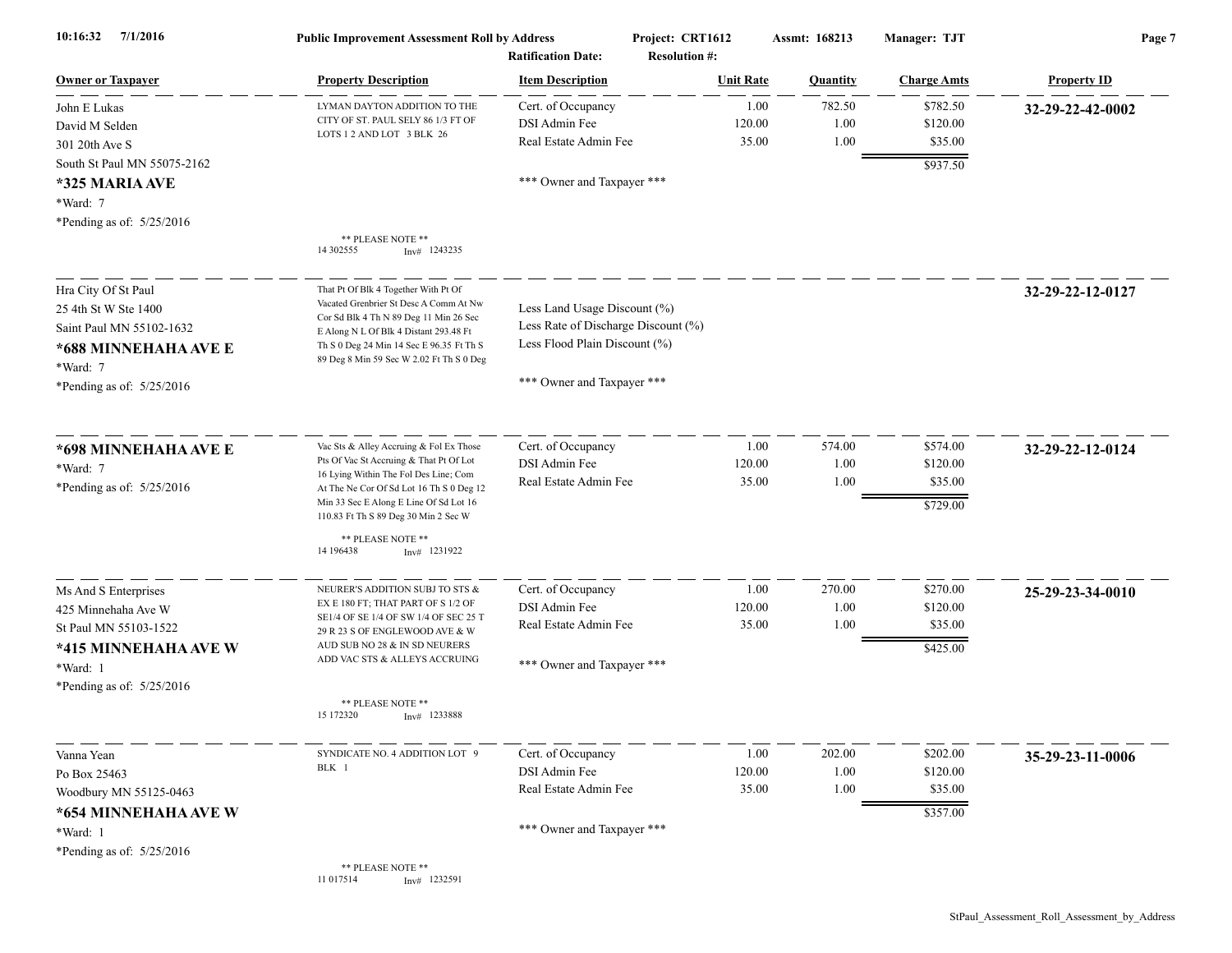**10:16:32 7/1/2016** — **Public Improvement Assessment Roll by Address** — **Project: CRT1612** — **Assmt: 168213** — **Manager: TJT**

**Ratification Date:** **Resolution #:**

| Owner or Taxpayer | Property Description | Item Description | Unit Rate | Quantity | Charge Amts | Property ID |
|---|---|---|---|---|---|---|
| John E Lukas<br>David M Selden<br>301 20th Ave S<br>South St Paul MN 55075-2162<br>**\*325 MARIA AVE**<br>\*Ward: 7<br>\*Pending as of: 5/25/2016 | LYMAN DAYTON ADDITION TO THE CITY OF ST. PAUL SELY 86 1/3 FT OF LOTS 1 2 AND LOT 3 BLK 26<br><br>\*\* PLEASE NOTE \*\*<br>14 302555 Inv# 1243235 | Cert. of Occupancy<br>DSI Admin Fee<br>Real Estate Admin Fee<br><br>\*\*\* Owner and Taxpayer \*\*\* | 1.00<br>120.00<br>35.00 | 782.50<br>1.00<br>1.00 | $782.50<br>$120.00<br>$35.00<br>**$937.50** | **32-29-22-42-0002** |
| Hra City Of St Paul<br>25 4th St W Ste 1400<br>Saint Paul MN 55102-1632<br>**\*688 MINNEHAHA AVE E**<br>\*Ward: 7<br>\*Pending as of: 5/25/2016 | That Pt Of Blk 4 Together With Pt Of Vacated Grenbrier St Desc A Comm At Nw Cor Sd Blk 4 Th N 89 Deg 11 Min 26 Sec E Along N L Of Blk 4 Distant 293.48 Ft Th S 0 Deg 24 Min 14 Sec E 96.35 Ft Th S 89 Deg 8 Min 59 Sec W 2.02 Ft Th S 0 Deg | Less Land Usage Discount (%)<br>Less Rate of Discharge Discount (%)<br>Less Flood Plain Discount (%)<br><br>\*\*\* Owner and Taxpayer \*\*\* | | | | **32-29-22-12-0127** |
| **\*698 MINNEHAHA AVE E**<br>\*Ward: 7<br>\*Pending as of: 5/25/2016 | Vac Sts & Alley Accruing & Fol Ex Those Pts Of Vac St Accruing & That Pt Of Lot 16 Lying Within The Fol Des Line; Com At The Ne Cor Of Sd Lot 16 Th S 0 Deg 12 Min 33 Sec E Along E Line Of Sd Lot 16 110.83 Ft Th S 89 Deg 30 Min 2 Sec W<br><br>\*\* PLEASE NOTE \*\*<br>14 196438 Inv# 1231922 | Cert. of Occupancy<br>DSI Admin Fee<br>Real Estate Admin Fee | 1.00<br>120.00<br>35.00 | 574.00<br>1.00<br>1.00 | $574.00<br>$120.00<br>$35.00<br>**$729.00** | **32-29-22-12-0124** |
| Ms And S Enterprises<br>425 Minnehaha Ave W<br>St Paul MN 55103-1522<br>**\*415 MINNEHAHA AVE W**<br>\*Ward: 1<br>\*Pending as of: 5/25/2016 | NEURER'S ADDITION SUBJ TO STS & EX E 180 FT; THAT PART OF S 1/2 OF SE1/4 OF SE 1/4 OF SW 1/4 OF SEC 25 T 29 R 23 S OF ENGLEWOOD AVE & W AUD SUB NO 28 & IN SD NEURERS ADD VAC STS & ALLEYS ACCRUING<br><br>\*\* PLEASE NOTE \*\*<br>15 172320 Inv# 1233888 | Cert. of Occupancy<br>DSI Admin Fee<br>Real Estate Admin Fee<br><br>\*\*\* Owner and Taxpayer \*\*\* | 1.00<br>120.00<br>35.00 | 270.00<br>1.00<br>1.00 | $270.00<br>$120.00<br>$35.00<br>**$425.00** | **25-29-23-34-0010** |
| Vanna Yean<br>Po Box 25463<br>Woodbury MN 55125-0463<br>**\*654 MINNEHAHA AVE W**<br>\*Ward: 1<br>\*Pending as of: 5/25/2016 | SYNDICATE NO. 4 ADDITION LOT 9 BLK 1<br><br>\*\* PLEASE NOTE \*\*<br>11 017514 Inv# 1232591 | Cert. of Occupancy<br>DSI Admin Fee<br>Real Estate Admin Fee<br><br>\*\*\* Owner and Taxpayer \*\*\* | 1.00<br>120.00<br>35.00 | 202.00<br>1.00<br>1.00 | $202.00<br>$120.00<br>$35.00<br>**$357.00** | **35-29-23-11-0006** |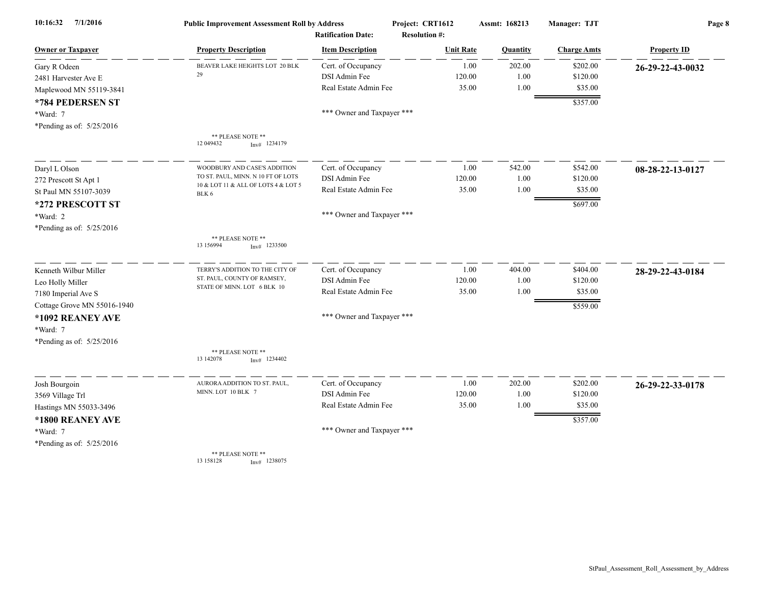**Public Improvement Assessment Roll by Address** — Project: CRT1612 — Assmt: 168213 — Manager: TJT

Ratification Date: — Resolution #:

| Owner or Taxpayer | Property Description | Item Description | Unit Rate | Quantity | Charge Amts | Property ID |
|---|---|---|---|---|---|---|
| Gary R Odeen | BEAVER LAKE HEIGHTS LOT 20 BLK 29 | Cert. of Occupancy | 1.00 | 202.00 | $202.00 | **26-29-22-43-0032** |
| 2481 Harvester Ave E | | DSI Admin Fee | 120.00 | 1.00 | $120.00 | |
| Maplewood MN 55119-3841 | | Real Estate Admin Fee | 35.00 | 1.00 | $35.00 | |
| **\*784 PEDERSEN ST** | | | | | $357.00 | |
| \*Ward: 7 | | \*\*\* Owner and Taxpayer \*\*\* | | | | |
| \*Pending as of: 5/25/2016 | \*\* PLEASE NOTE \*\* 12 049432 Inv# 1234179 | | | | | |
| Daryl L Olson | WOODBURY AND CASE'S ADDITION TO ST. PAUL, MINN. N 10 FT OF LOTS 10 & LOT 11 & ALL OF LOTS 4 & LOT 5 BLK 6 | Cert. of Occupancy | 1.00 | 542.00 | $542.00 | **08-28-22-13-0127** |
| 272 Prescott St Apt 1 | | DSI Admin Fee | 120.00 | 1.00 | $120.00 | |
| St Paul MN 55107-3039 | | Real Estate Admin Fee | 35.00 | 1.00 | $35.00 | |
| **\*272 PRESCOTT ST** | | | | | $697.00 | |
| \*Ward: 2 | | \*\*\* Owner and Taxpayer \*\*\* | | | | |
| \*Pending as of: 5/25/2016 | \*\* PLEASE NOTE \*\* 13 156994 Inv# 1233500 | | | | | |
| Kenneth Wilbur Miller | TERRY'S ADDITION TO THE CITY OF ST. PAUL, COUNTY OF RAMSEY, STATE OF MINN. LOT 6 BLK 10 | Cert. of Occupancy | 1.00 | 404.00 | $404.00 | **28-29-22-43-0184** |
| Leo Holly Miller | | DSI Admin Fee | 120.00 | 1.00 | $120.00 | |
| 7180 Imperial Ave S | | Real Estate Admin Fee | 35.00 | 1.00 | $35.00 | |
| Cottage Grove MN 55016-1940 | | | | | $559.00 | |
| **\*1092 REANEY AVE** | | \*\*\* Owner and Taxpayer \*\*\* | | | | |
| \*Ward: 7 | | | | | | |
| \*Pending as of: 5/25/2016 | \*\* PLEASE NOTE \*\* 13 142078 Inv# 1234402 | | | | | |
| Josh Bourgoin | AURORA ADDITION TO ST. PAUL, MINN. LOT 10 BLK 7 | Cert. of Occupancy | 1.00 | 202.00 | $202.00 | **26-29-22-33-0178** |
| 3569 Village Trl | | DSI Admin Fee | 120.00 | 1.00 | $120.00 | |
| Hastings MN 55033-3496 | | Real Estate Admin Fee | 35.00 | 1.00 | $35.00 | |
| **\*1800 REANEY AVE** | | | | | $357.00 | |
| \*Ward: 7 | | \*\*\* Owner and Taxpayer \*\*\* | | | | |
| \*Pending as of: 5/25/2016 | \*\* PLEASE NOTE \*\* 13 158128 Inv# 1238075 | | | | | |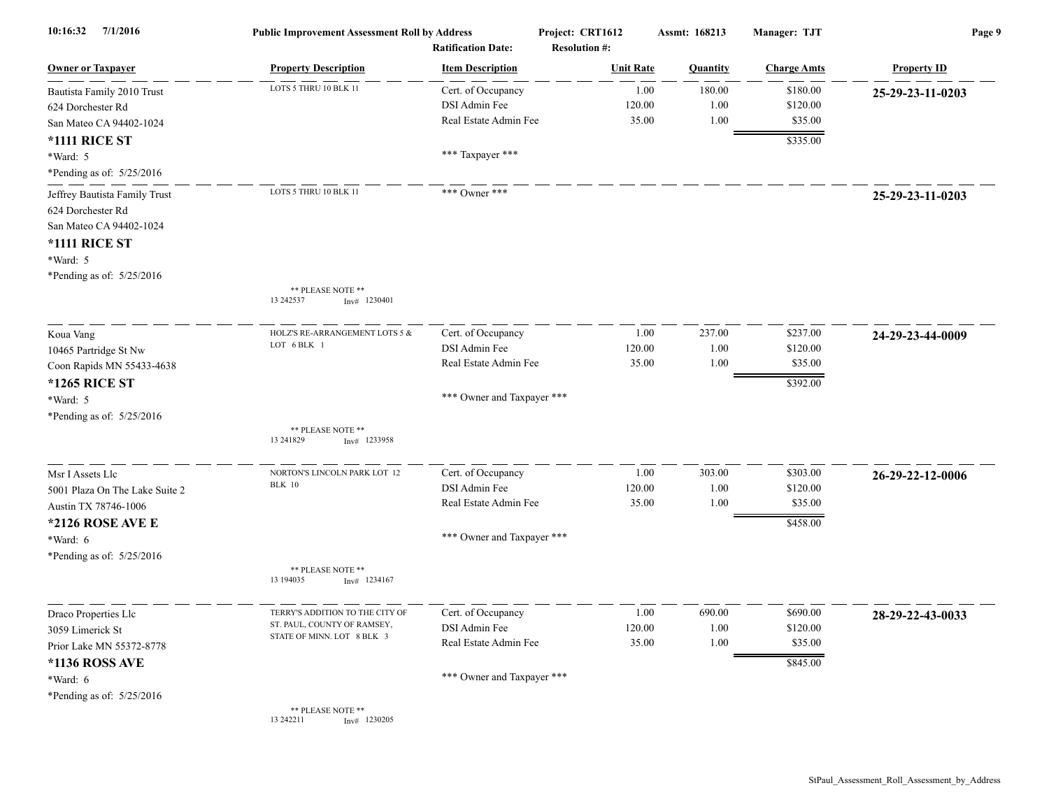Public Improvement Assessment Roll by Address — Project: CRT1612 — Assmt: 168213 — Manager: TJT

Ratification Date: — Resolution #:

| Owner or Taxpayer | Property Description | Item Description | Unit Rate | Quantity | Charge Amts | Property ID |
|---|---|---|---|---|---|---|
| Bautista Family 2010 Trust<br>624 Dorchester Rd<br>San Mateo CA 94402-1024<br>**\*1111 RICE ST**<br>\*Ward: 5<br>\*Pending as of: 5/25/2016 | LOTS 5 THRU 10 BLK 11 | Cert. of Occupancy<br>DSI Admin Fee<br>Real Estate Admin Fee<br><br>\*\*\* Taxpayer \*\*\* | 1.00<br>120.00<br>35.00 | 180.00<br>1.00<br>1.00 | $180.00<br>$120.00<br>$35.00<br>$335.00 | **25-29-23-11-0203** |
| Jeffrey Bautista Family Trust<br>624 Dorchester Rd<br>San Mateo CA 94402-1024<br>**\*1111 RICE ST**<br>\*Ward: 5<br>\*Pending as of: 5/25/2016 | LOTS 5 THRU 10 BLK 11<br><br>\*\* PLEASE NOTE \*\*<br>13 242537 Inv# 1230401 | \*\*\* Owner \*\*\* | | | | **25-29-23-11-0203** |
| Koua Vang<br>10465 Partridge St Nw<br>Coon Rapids MN 55433-4638<br>**\*1265 RICE ST**<br>\*Ward: 5<br>\*Pending as of: 5/25/2016 | HOLZ'S RE-ARRANGEMENT LOTS 5 & LOT 6 BLK 1<br><br>\*\* PLEASE NOTE \*\*<br>13 241829 Inv# 1233958 | Cert. of Occupancy<br>DSI Admin Fee<br>Real Estate Admin Fee<br><br>\*\*\* Owner and Taxpayer \*\*\* | 1.00<br>120.00<br>35.00 | 237.00<br>1.00<br>1.00 | $237.00<br>$120.00<br>$35.00<br>$392.00 | **24-29-23-44-0009** |
| Msr I Assets Llc<br>5001 Plaza On The Lake Suite 2<br>Austin TX 78746-1006<br>**\*2126 ROSE AVE E**<br>\*Ward: 6<br>\*Pending as of: 5/25/2016 | NORTON'S LINCOLN PARK LOT 12 BLK 10<br><br>\*\* PLEASE NOTE \*\*<br>13 194035 Inv# 1234167 | Cert. of Occupancy<br>DSI Admin Fee<br>Real Estate Admin Fee<br><br>\*\*\* Owner and Taxpayer \*\*\* | 1.00<br>120.00<br>35.00 | 303.00<br>1.00<br>1.00 | $303.00<br>$120.00<br>$35.00<br>$458.00 | **26-29-22-12-0006** |
| Draco Properties Llc<br>3059 Limerick St<br>Prior Lake MN 55372-8778<br>**\*1136 ROSS AVE**<br>\*Ward: 6<br>\*Pending as of: 5/25/2016 | TERRY'S ADDITION TO THE CITY OF ST. PAUL, COUNTY OF RAMSEY, STATE OF MINN. LOT 8 BLK 3<br><br>\*\* PLEASE NOTE \*\*<br>13 242211 Inv# 1230205 | Cert. of Occupancy<br>DSI Admin Fee<br>Real Estate Admin Fee<br><br>\*\*\* Owner and Taxpayer \*\*\* | 1.00<br>120.00<br>35.00 | 690.00<br>1.00<br>1.00 | $690.00<br>$120.00<br>$35.00<br>$845.00 | **28-29-22-43-0033** |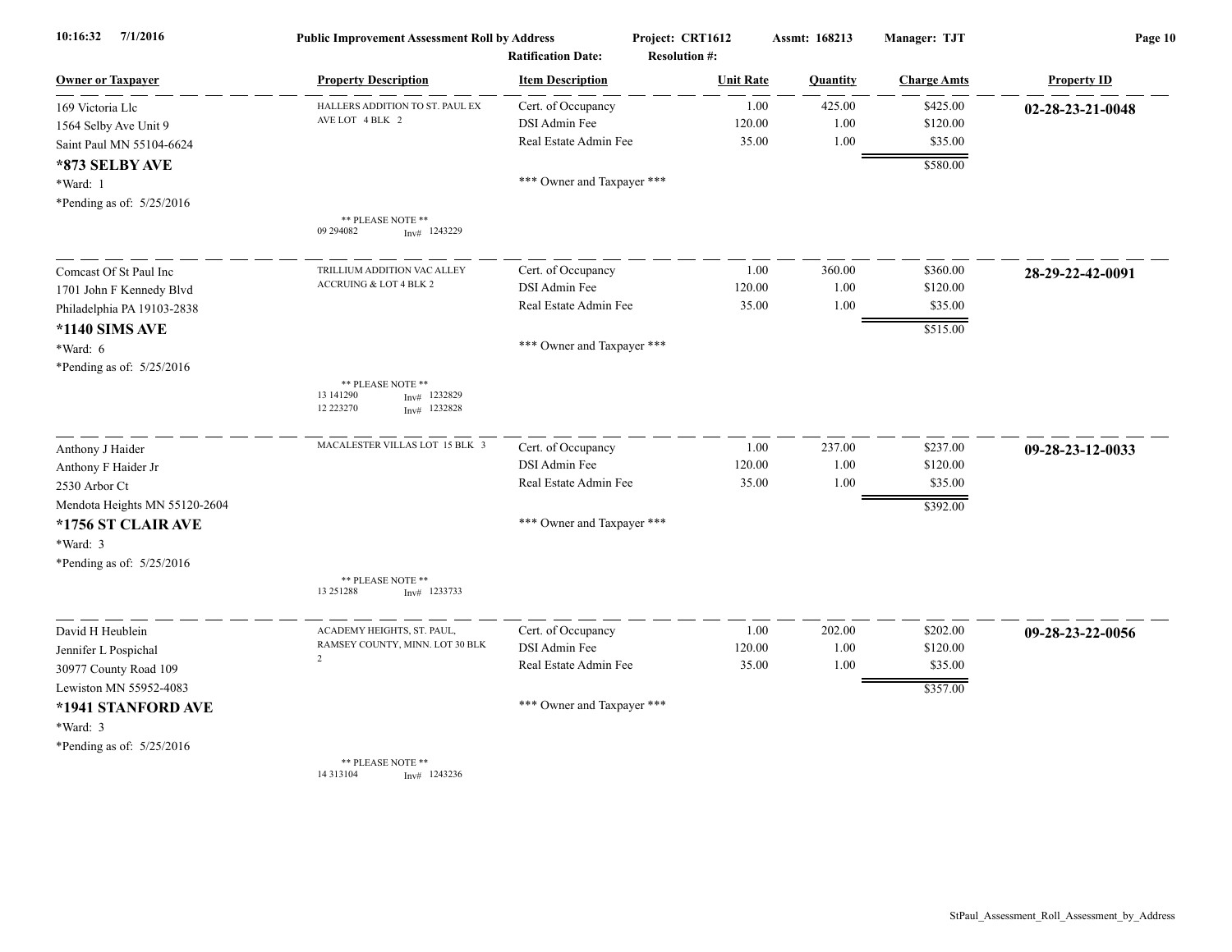**Public Improvement Assessment Roll by Address** — Project: CRT1612 — Assmt: 168213 — Manager: TJT

Ratification Date: — Resolution #:

| Owner or Taxpayer | Property Description | Item Description | Unit Rate | Quantity | Charge Amts | Property ID |
|---|---|---|---|---|---|---|
| 169 Victoria Llc<br>1564 Selby Ave Unit 9<br>Saint Paul MN 55104-6624<br>**\*873 SELBY AVE**<br>\*Ward: 1<br>\*Pending as of: 5/25/2016 | HALLERS ADDITION TO ST. PAUL EX AVE LOT 4 BLK 2<br>** PLEASE NOTE **<br>09 294082 Inv# 1243229 | Cert. of Occupancy | 1.00 | 425.00 | $425.00 | **02-28-23-21-0048** |
| | | DSI Admin Fee | 120.00 | 1.00 | $120.00 | |
| | | Real Estate Admin Fee | 35.00 | 1.00 | $35.00 | |
| | | | | | $580.00 | |
| | | *** Owner and Taxpayer *** | | | | |
| Comcast Of St Paul Inc<br>1701 John F Kennedy Blvd<br>Philadelphia PA 19103-2838<br>**\*1140 SIMS AVE**<br>\*Ward: 6<br>\*Pending as of: 5/25/2016 | TRILLIUM ADDITION VAC ALLEY ACCRUING & LOT 4 BLK 2<br>** PLEASE NOTE **<br>13 141290 Inv# 1232829<br>12 223270 Inv# 1232828 | Cert. of Occupancy | 1.00 | 360.00 | $360.00 | **28-29-22-42-0091** |
| | | DSI Admin Fee | 120.00 | 1.00 | $120.00 | |
| | | Real Estate Admin Fee | 35.00 | 1.00 | $35.00 | |
| | | | | | $515.00 | |
| | | *** Owner and Taxpayer *** | | | | |
| Anthony J Haider<br>Anthony F Haider Jr<br>2530 Arbor Ct<br>Mendota Heights MN 55120-2604<br>**\*1756 ST CLAIR AVE**<br>\*Ward: 3<br>\*Pending as of: 5/25/2016 | MACALESTER VILLAS LOT 15 BLK 3<br>** PLEASE NOTE **<br>13 251288 Inv# 1233733 | Cert. of Occupancy | 1.00 | 237.00 | $237.00 | **09-28-23-12-0033** |
| | | DSI Admin Fee | 120.00 | 1.00 | $120.00 | |
| | | Real Estate Admin Fee | 35.00 | 1.00 | $35.00 | |
| | | | | | $392.00 | |
| | | *** Owner and Taxpayer *** | | | | |
| David H Heublein<br>Jennifer L Pospichal<br>30977 County Road 109<br>Lewiston MN 55952-4083<br>**\*1941 STANFORD AVE**<br>\*Ward: 3<br>\*Pending as of: 5/25/2016 | ACADEMY HEIGHTS, ST. PAUL, RAMSEY COUNTY, MINN. LOT 30 BLK 2<br>** PLEASE NOTE **<br>14 313104 Inv# 1243236 | Cert. of Occupancy | 1.00 | 202.00 | $202.00 | **09-28-23-22-0056** |
| | | DSI Admin Fee | 120.00 | 1.00 | $120.00 | |
| | | Real Estate Admin Fee | 35.00 | 1.00 | $35.00 | |
| | | | | | $357.00 | |
| | | *** Owner and Taxpayer *** | | | | |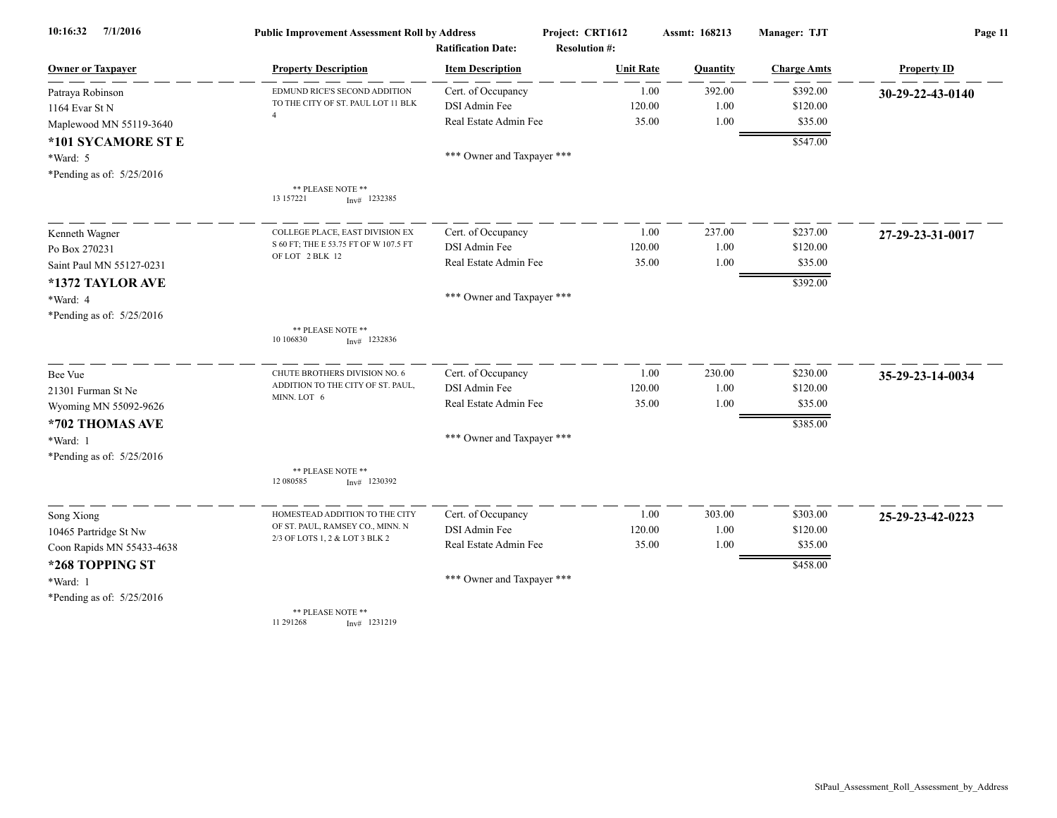**Public Improvement Assessment Roll by Address** — Project: CRT1612 — Assmt: 168213 — Manager: TJT

Ratification Date: Resolution #:

| Owner or Taxpayer | Property Description | Item Description | Unit Rate | Quantity | Charge Amts | Property ID |
|---|---|---|---|---|---|---|
| Patraya Robinson<br>1164 Evar St N<br>Maplewood MN 55119-3640<br>**\*101 SYCAMORE ST E**<br>\*Ward: 5<br>\*Pending as of: 5/25/2016 | EDMUND RICE'S SECOND ADDITION TO THE CITY OF ST. PAUL LOT 11 BLK 4<br>\*\* PLEASE NOTE \*\*<br>13 157221 Inv# 1232385 | Cert. of Occupancy<br>DSI Admin Fee<br>Real Estate Admin Fee<br>\*\*\* Owner and Taxpayer \*\*\* | 1.00<br>120.00<br>35.00 | 392.00<br>1.00<br>1.00 | $392.00<br>$120.00<br>$35.00<br>$547.00 | **30-29-22-43-0140** |
| Kenneth Wagner<br>Po Box 270231<br>Saint Paul MN 55127-0231<br>**\*1372 TAYLOR AVE**<br>\*Ward: 4<br>\*Pending as of: 5/25/2016 | COLLEGE PLACE, EAST DIVISION EX S 60 FT; THE E 53.75 FT OF W 107.5 FT OF LOT 2 BLK 12<br>\*\* PLEASE NOTE \*\*<br>10 106830 Inv# 1232836 | Cert. of Occupancy<br>DSI Admin Fee<br>Real Estate Admin Fee<br>\*\*\* Owner and Taxpayer \*\*\* | 1.00<br>120.00<br>35.00 | 237.00<br>1.00<br>1.00 | $237.00<br>$120.00<br>$35.00<br>$392.00 | **27-29-23-31-0017** |
| Bee Vue<br>21301 Furman St Ne<br>Wyoming MN 55092-9626<br>**\*702 THOMAS AVE**<br>\*Ward: 1<br>\*Pending as of: 5/25/2016 | CHUTE BROTHERS DIVISION NO. 6 ADDITION TO THE CITY OF ST. PAUL, MINN. LOT 6<br>\*\* PLEASE NOTE \*\*<br>12 080585 Inv# 1230392 | Cert. of Occupancy<br>DSI Admin Fee<br>Real Estate Admin Fee<br>\*\*\* Owner and Taxpayer \*\*\* | 1.00<br>120.00<br>35.00 | 230.00<br>1.00<br>1.00 | $230.00<br>$120.00<br>$35.00<br>$385.00 | **35-29-23-14-0034** |
| Song Xiong<br>10465 Partridge St Nw<br>Coon Rapids MN 55433-4638<br>**\*268 TOPPING ST**<br>\*Ward: 1<br>\*Pending as of: 5/25/2016 | HOMESTEAD ADDITION TO THE CITY OF ST. PAUL, RAMSEY CO., MINN. N 2/3 OF LOTS 1, 2 & LOT 3 BLK 2<br>\*\* PLEASE NOTE \*\*<br>11 291268 Inv# 1231219 | Cert. of Occupancy<br>DSI Admin Fee<br>Real Estate Admin Fee<br>\*\*\* Owner and Taxpayer \*\*\* | 1.00<br>120.00<br>35.00 | 303.00<br>1.00<br>1.00 | $303.00<br>$120.00<br>$35.00<br>$458.00 | **25-29-23-42-0223** |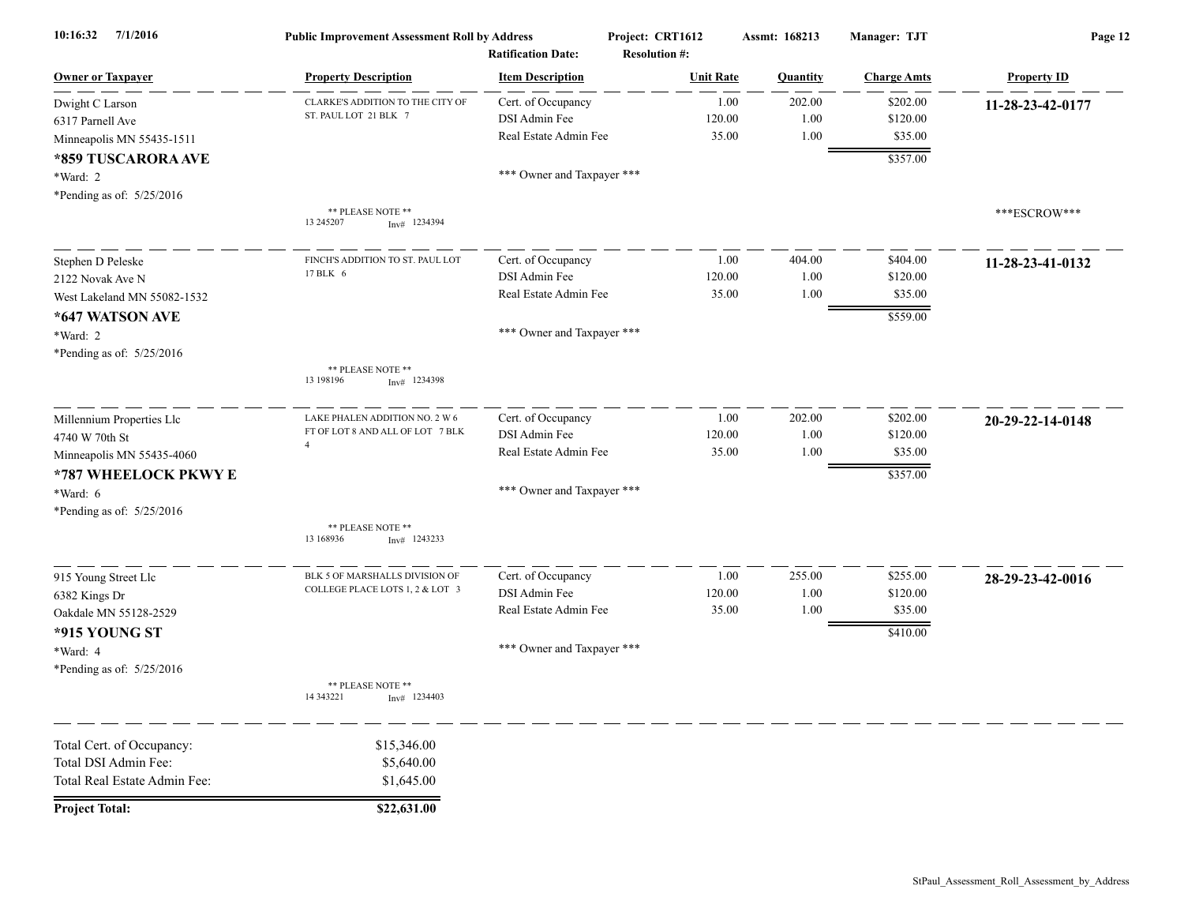| Owner or Taxpayer | Property Description | Item Description | Unit Rate | Quantity | Charge Amts | Property ID |
|---|---|---|---|---|---|---|
| Dwight C Larson | CLARKE'S ADDITION TO THE CITY OF ST. PAUL LOT 21 BLK 7 | Cert. of Occupancy | 1.00 | 202.00 | $202.00 | **11-28-23-42-0177** |
| 6317 Parnell Ave | | DSI Admin Fee | 120.00 | 1.00 | $120.00 | |
| Minneapolis MN 55435-1511 | | Real Estate Admin Fee | 35.00 | 1.00 | $35.00 | |
| **\*859 TUSCARORA AVE** | | | | | $357.00 | |
| \*Ward: 2 | | \*\*\* Owner and Taxpayer \*\*\* | | | | |
| \*Pending as of: 5/25/2016 | \*\* PLEASE NOTE \*\* 13 245207 Inv# 1234394 | | | | | \*\*\*ESCROW\*\*\* |
| Stephen D Peleske | FINCH'S ADDITION TO ST. PAUL LOT 17 BLK 6 | Cert. of Occupancy | 1.00 | 404.00 | $404.00 | **11-28-23-41-0132** |
| 2122 Novak Ave N | | DSI Admin Fee | 120.00 | 1.00 | $120.00 | |
| West Lakeland MN 55082-1532 | | Real Estate Admin Fee | 35.00 | 1.00 | $35.00 | |
| **\*647 WATSON AVE** | | | | | $559.00 | |
| \*Ward: 2 | | \*\*\* Owner and Taxpayer \*\*\* | | | | |
| \*Pending as of: 5/25/2016 | \*\* PLEASE NOTE \*\* 13 198196 Inv# 1234398 | | | | | |
| Millennium Properties Llc | LAKE PHALEN ADDITION NO. 2 W 6 FT OF LOT 8 AND ALL OF LOT 7 BLK 4 | Cert. of Occupancy | 1.00 | 202.00 | $202.00 | **20-29-22-14-0148** |
| 4740 W 70th St | | DSI Admin Fee | 120.00 | 1.00 | $120.00 | |
| Minneapolis MN 55435-4060 | | Real Estate Admin Fee | 35.00 | 1.00 | $35.00 | |
| **\*787 WHEELOCK PKWY E** | | | | | $357.00 | |
| \*Ward: 6 | | \*\*\* Owner and Taxpayer \*\*\* | | | | |
| \*Pending as of: 5/25/2016 | \*\* PLEASE NOTE \*\* 13 168936 Inv# 1243233 | | | | | |
| 915 Young Street Llc | BLK 5 OF MARSHALLS DIVISION OF COLLEGE PLACE LOTS 1, 2 & LOT 3 | Cert. of Occupancy | 1.00 | 255.00 | $255.00 | **28-29-23-42-0016** |
| 6382 Kings Dr | | DSI Admin Fee | 120.00 | 1.00 | $120.00 | |
| Oakdale MN 55128-2529 | | Real Estate Admin Fee | 35.00 | 1.00 | $35.00 | |
| **\*915 YOUNG ST** | | | | | $410.00 | |
| \*Ward: 4 | | \*\*\* Owner and Taxpayer \*\*\* | | | | |
| \*Pending as of: 5/25/2016 | \*\* PLEASE NOTE \*\* 14 343221 Inv# 1234403 | | | | | |

| | |
|---|---|
| Total Cert. of Occupancy: | $15,346.00 |
| Total DSI Admin Fee: | $5,640.00 |
| Total Real Estate Admin Fee: | $1,645.00 |
| **Project Total:** | **$22,631.00** |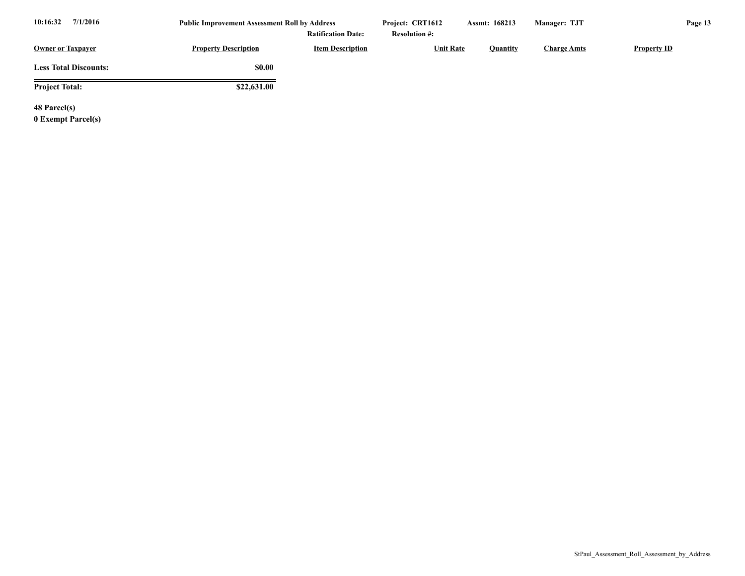| Owner or Taxpayer | Property Description | Item Description | Unit Rate | Quantity | Charge Amts | Property ID |
|---|---|---|---|---|---|---|
| **Less Total Discounts:** | **$0.00** | | | | | |
| **Project Total:** | **$22,631.00** | | | | | |

**48 Parcel(s)**
**0 Exempt Parcel(s)**